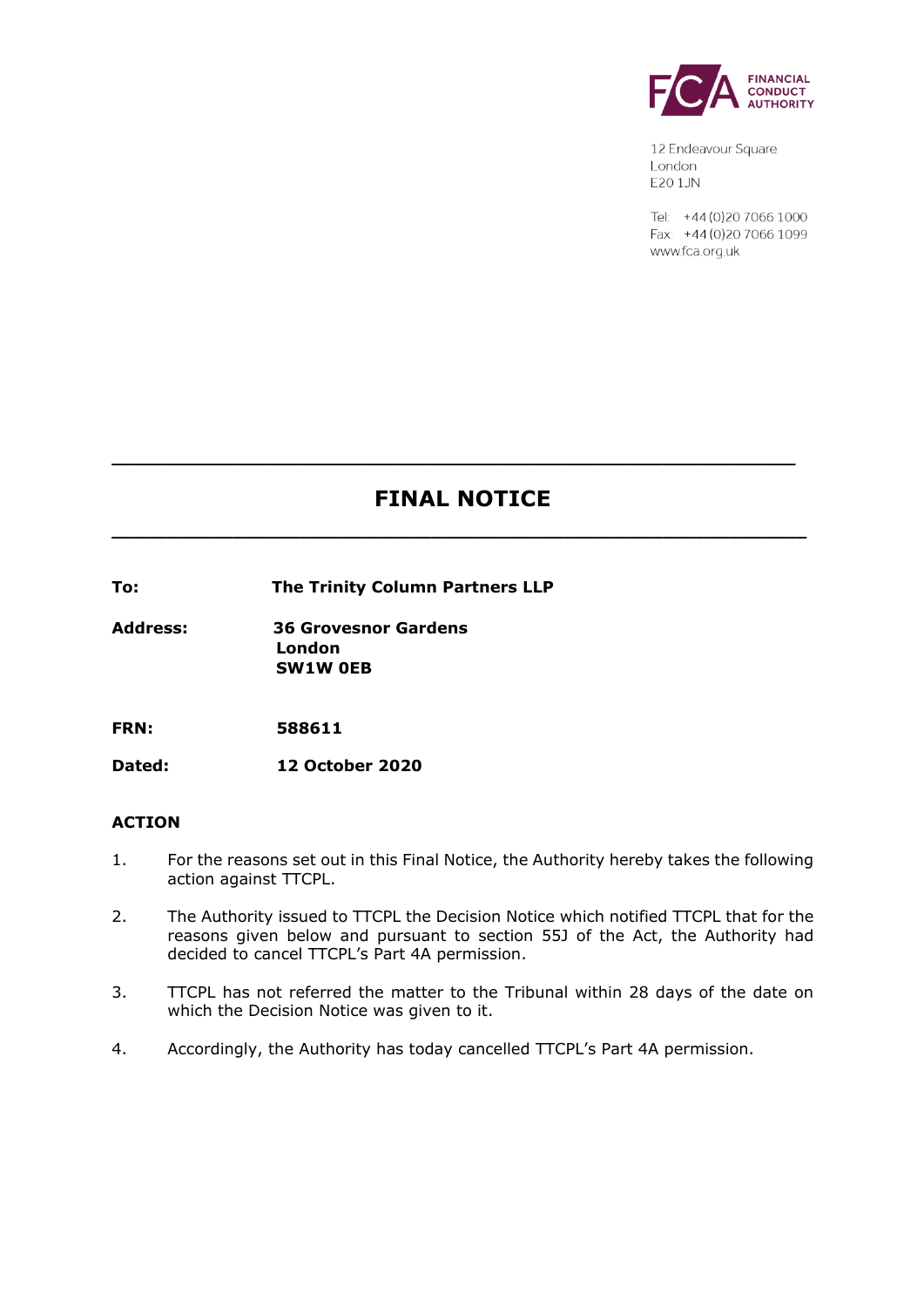FINANCIAL CONDUCT AUTHORITY

12 Endeavour Square
London
E20 1JN

Tel: +44 (0)20 7066 1000
Fax: +44 (0)20 7066 1099
www.fca.org.uk

---

# FINAL NOTICE

---

**To:** **The Trinity Column Partners LLP**

**Address:** **36 Grosvenor Gardens**
**London**
**SW1W 0EB**

**FRN:** **588611**

**Dated:** **12 October 2020**

## ACTION

1. For the reasons set out in this Final Notice, the Authority hereby takes the following action against TTCPL.

2. The Authority issued to TTCPL the Decision Notice which notified TTCPL that for the reasons given below and pursuant to section 55J of the Act, the Authority had decided to cancel TTCPL's Part 4A permission.

3. TTCPL has not referred the matter to the Tribunal within 28 days of the date on which the Decision Notice was given to it.

4. Accordingly, the Authority has today cancelled TTCPL's Part 4A permission.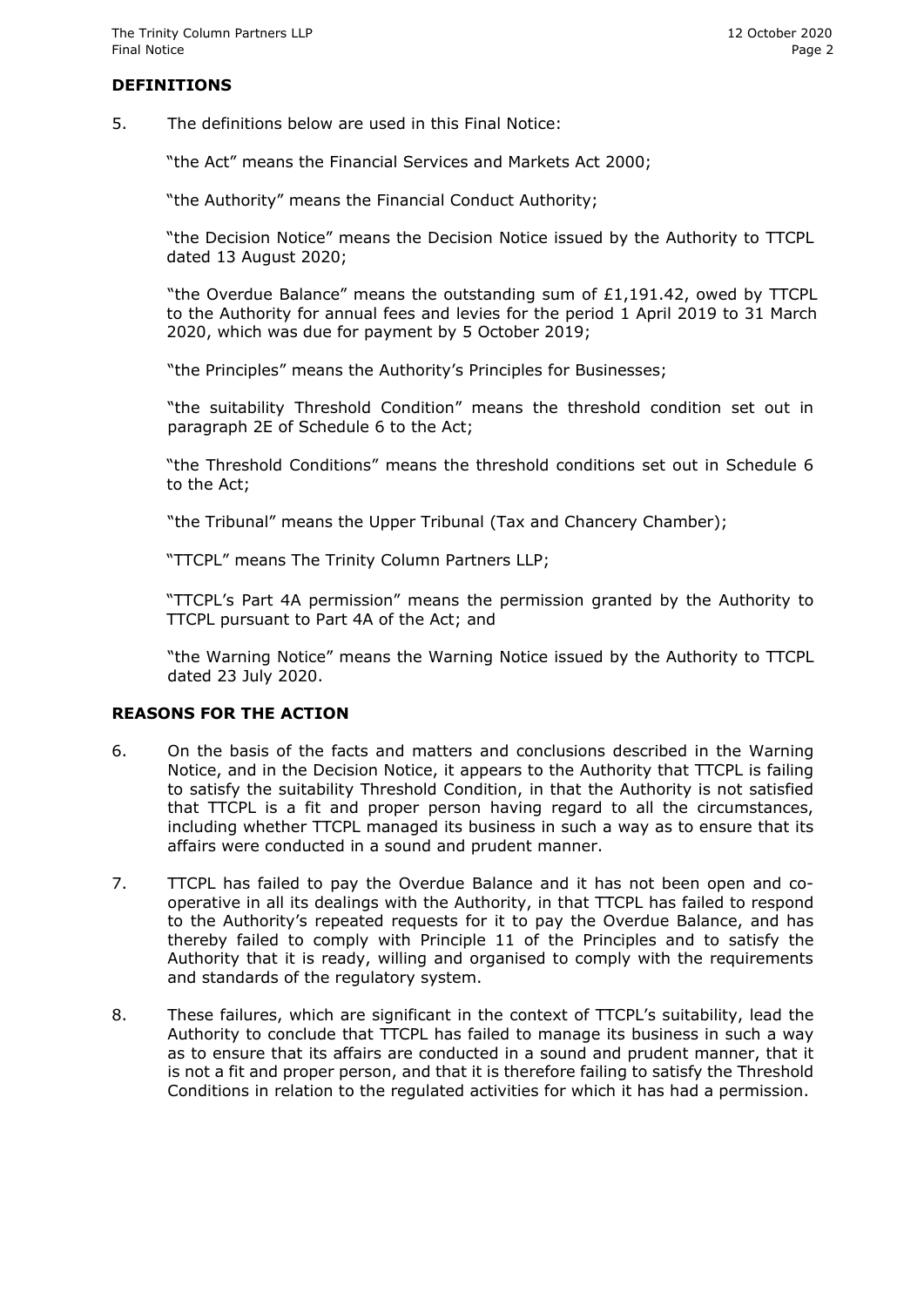## DEFINITIONS

5. The definitions below are used in this Final Notice:

   "the Act" means the Financial Services and Markets Act 2000;

   "the Authority" means the Financial Conduct Authority;

   "the Decision Notice" means the Decision Notice issued by the Authority to TTCPL dated 13 August 2020;

   "the Overdue Balance" means the outstanding sum of £1,191.42, owed by TTCPL to the Authority for annual fees and levies for the period 1 April 2019 to 31 March 2020, which was due for payment by 5 October 2019;

   "the Principles" means the Authority's Principles for Businesses;

   "the suitability Threshold Condition" means the threshold condition set out in paragraph 2E of Schedule 6 to the Act;

   "the Threshold Conditions" means the threshold conditions set out in Schedule 6 to the Act;

   "the Tribunal" means the Upper Tribunal (Tax and Chancery Chamber);

   "TTCPL" means The Trinity Column Partners LLP;

   "TTCPL's Part 4A permission" means the permission granted by the Authority to TTCPL pursuant to Part 4A of the Act; and

   "the Warning Notice" means the Warning Notice issued by the Authority to TTCPL dated 23 July 2020.

## REASONS FOR THE ACTION

6. On the basis of the facts and matters and conclusions described in the Warning Notice, and in the Decision Notice, it appears to the Authority that TTCPL is failing to satisfy the suitability Threshold Condition, in that the Authority is not satisfied that TTCPL is a fit and proper person having regard to all the circumstances, including whether TTCPL managed its business in such a way as to ensure that its affairs were conducted in a sound and prudent manner.

7. TTCPL has failed to pay the Overdue Balance and it has not been open and co-operative in all its dealings with the Authority, in that TTCPL has failed to respond to the Authority's repeated requests for it to pay the Overdue Balance, and has thereby failed to comply with Principle 11 of the Principles and to satisfy the Authority that it is ready, willing and organised to comply with the requirements and standards of the regulatory system.

8. These failures, which are significant in the context of TTCPL's suitability, lead the Authority to conclude that TTCPL has failed to manage its business in such a way as to ensure that its affairs are conducted in a sound and prudent manner, that it is not a fit and proper person, and that it is therefore failing to satisfy the Threshold Conditions in relation to the regulated activities for which it has had a permission.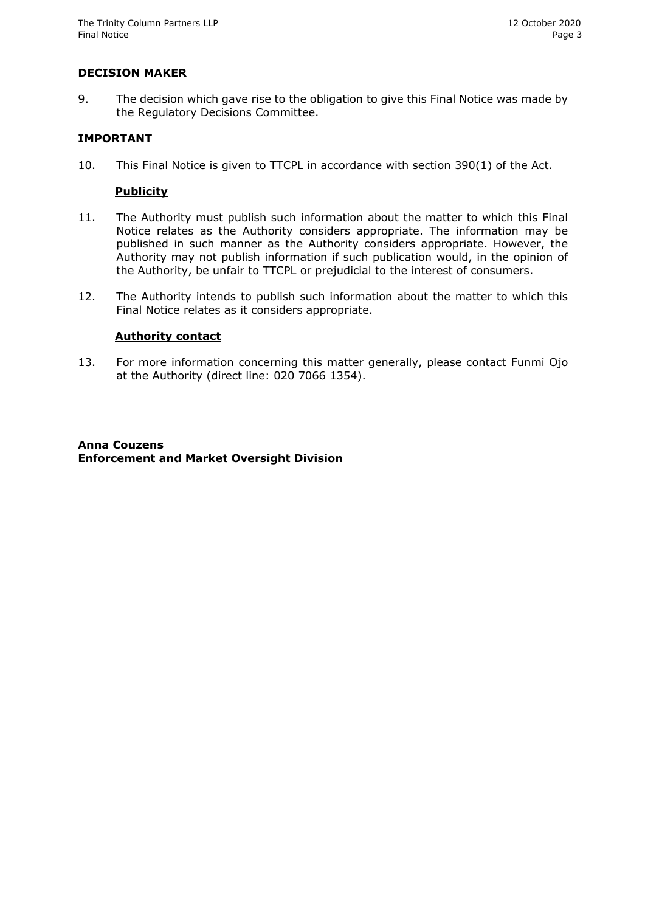## DECISION MAKER

9. The decision which gave rise to the obligation to give this Final Notice was made by the Regulatory Decisions Committee.

## IMPORTANT

10. This Final Notice is given to TTCPL in accordance with section 390(1) of the Act.

### Publicity

11. The Authority must publish such information about the matter to which this Final Notice relates as the Authority considers appropriate. The information may be published in such manner as the Authority considers appropriate. However, the Authority may not publish information if such publication would, in the opinion of the Authority, be unfair to TTCPL or prejudicial to the interest of consumers.

12. The Authority intends to publish such information about the matter to which this Final Notice relates as it considers appropriate.

### Authority contact

13. For more information concerning this matter generally, please contact Funmi Ojo at the Authority (direct line: 020 7066 1354).

**Anna Couzens**
**Enforcement and Market Oversight Division**